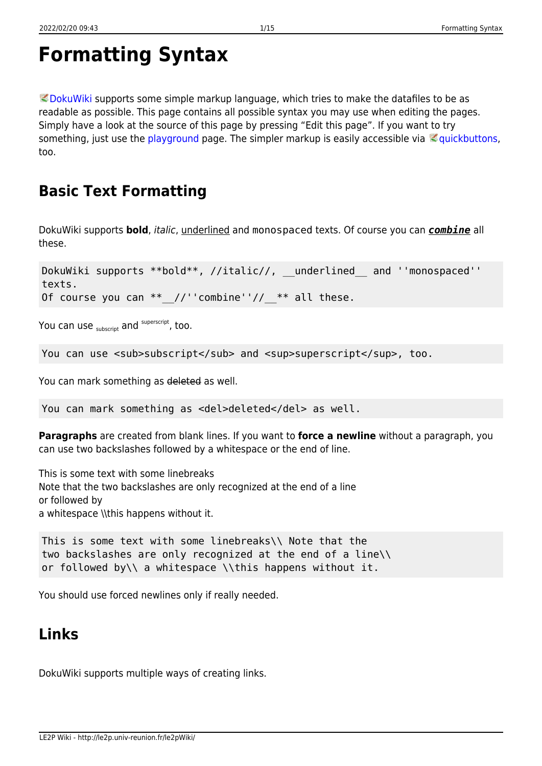# Formatting Syntax

DokuWiki supports some simple markup language, which tries to make the datafiles to be as readable as possible. This page contains all possible syntax you may use when editing the pages. Simply have a look at the source of this page by pressing "Edit this page". If you want to try something, just use the playground page. The simpler markup is easily accessible via quickbuttons, too.

## Basic Text Formatting

DokuWiki supports **bold**, *italic*, underlined and `monospaced` texts. Of course you can ***`combine`*** all these.

```
DokuWiki supports **bold**, //italic//, __underlined__ and ''monospaced'' texts.
Of course you can **__//''combine''//__** all these.
```

You can use $_{\text{subscript}}$ and $^{\text{superscript}}$, too.

```
You can use <sub>subscript</sub> and <sup>superscript</sup>, too.
```

You can mark something as ~~deleted~~ as well.

```
You can mark something as <del>deleted</del> as well.
```

**Paragraphs** are created from blank lines. If you want to **force a newline** without a paragraph, you can use two backslashes followed by a whitespace or the end of line.

This is some text with some linebreaks
Note that the two backslashes are only recognized at the end of a line
or followed by
a whitespace \\this happens without it.

```
This is some text with some linebreaks\\ Note that the
two backslashes are only recognized at the end of a line\\
or followed by\\ a whitespace \\this happens without it.
```

You should use forced newlines only if really needed.

## Links

DokuWiki supports multiple ways of creating links.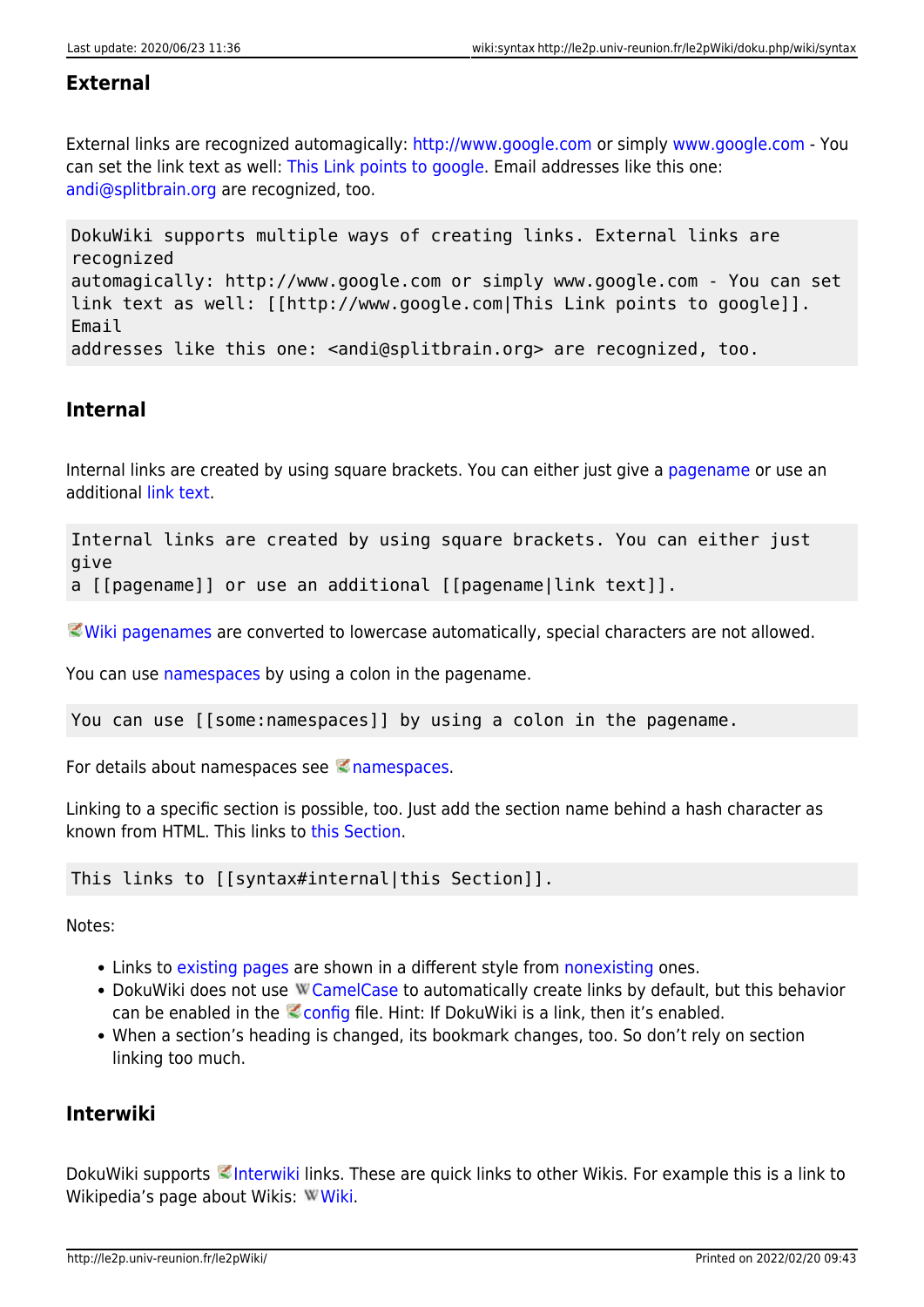### External

External links are recognized automagically: http://www.google.com or simply www.google.com - You can set the link text as well: This Link points to google. Email addresses like this one: andi@splitbrain.org are recognized, too.

```
DokuWiki supports multiple ways of creating links. External links are
recognized
automagically: http://www.google.com or simply www.google.com - You can set
link text as well: [[http://www.google.com|This Link points to google]].
Email
addresses like this one: <andi@splitbrain.org> are recognized, too.
```

### Internal

Internal links are created by using square brackets. You can either just give a pagename or use an additional link text.

```
Internal links are created by using square brackets. You can either just
give
a [[pagename]] or use an additional [[pagename|link text]].
```

Wiki pagenames are converted to lowercase automatically, special characters are not allowed.

You can use namespaces by using a colon in the pagename.

```
You can use [[some:namespaces]] by using a colon in the pagename.
```

For details about namespaces see namespaces.

Linking to a specific section is possible, too. Just add the section name behind a hash character as known from HTML. This links to this Section.

```
This links to [[syntax#internal|this Section]].
```

Notes:

- Links to existing pages are shown in a different style from nonexisting ones.
- DokuWiki does not use CamelCase to automatically create links by default, but this behavior can be enabled in the config file. Hint: If DokuWiki is a link, then it's enabled.
- When a section's heading is changed, its bookmark changes, too. So don't rely on section linking too much.

### Interwiki

DokuWiki supports Interwiki links. These are quick links to other Wikis. For example this is a link to Wikipedia's page about Wikis: Wiki.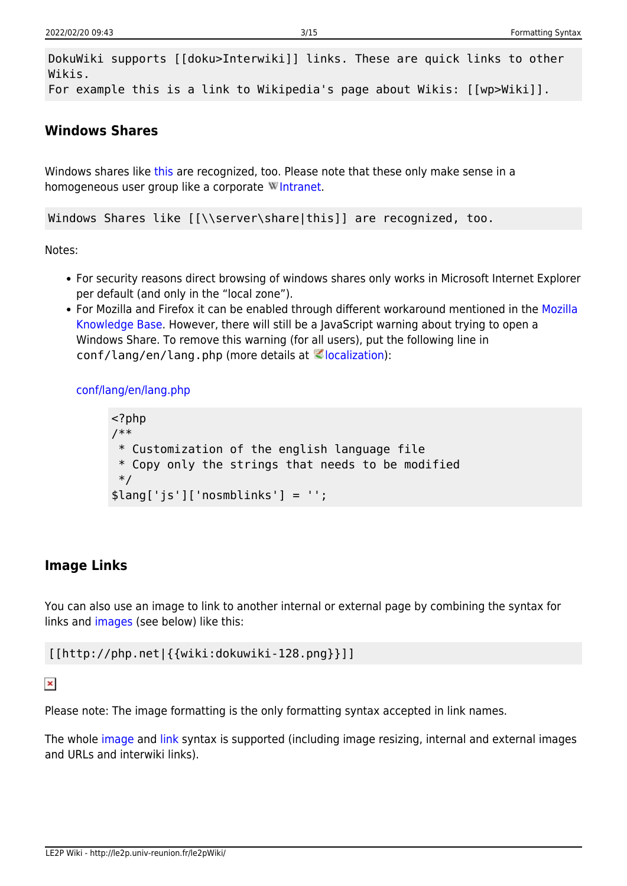```
DokuWiki supports [[doku>Interwiki]] links. These are quick links to other Wikis.
For example this is a link to Wikipedia's page about Wikis: [[wp>Wiki]].
```

### Windows Shares

Windows shares like this are recognized, too. Please note that these only make sense in a homogeneous user group like a corporate Intranet.

```
Windows Shares like [[\\server\share|this]] are recognized, too.
```

Notes:

- For security reasons direct browsing of windows shares only works in Microsoft Internet Explorer per default (and only in the "local zone").
- For Mozilla and Firefox it can be enabled through different workaround mentioned in the Mozilla Knowledge Base. However, there will still be a JavaScript warning about trying to open a Windows Share. To remove this warning (for all users), put the following line in `conf/lang/en/lang.php` (more details at localization):

  conf/lang/en/lang.php

  ```php
  <?php
  /**
   * Customization of the english language file
   * Copy only the strings that needs to be modified
   */
  $lang['js']['nosmblinks'] = '';
  ```

### Image Links

You can also use an image to link to another internal or external page by combining the syntax for links and images (see below) like this:

```
[[http://php.net|{{wiki:dokuwiki-128.png}}]]
```

Please note: The image formatting is the only formatting syntax accepted in link names.

The whole image and link syntax is supported (including image resizing, internal and external images and URLs and interwiki links).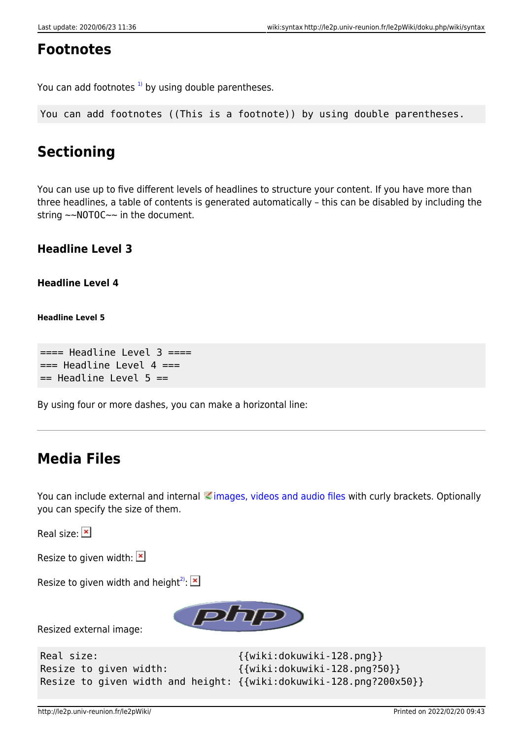## Footnotes

You can add footnotes [1] by using double parentheses.

```
You can add footnotes ((This is a footnote)) by using double parentheses.
```

## Sectioning

You can use up to five different levels of headlines to structure your content. If you have more than three headlines, a table of contents is generated automatically – this can be disabled by including the string ~~NOTOC~~ in the document.

### Headline Level 3

#### Headline Level 4

##### Headline Level 5

```
==== Headline Level 3 ====
=== Headline Level 4 ===
== Headline Level 5 ==
```

By using four or more dashes, you can make a horizontal line:

---

## Media Files

You can include external and internal images, videos and audio files with curly brackets. Optionally you can specify the size of them.

Real size:

Resize to given width:

Resize to given width and height[2]:

Resized external image:

```
Real size:                        {{wiki:dokuwiki-128.png}}
Resize to given width:            {{wiki:dokuwiki-128.png?50}}
Resize to given width and height: {{wiki:dokuwiki-128.png?200x50}}
```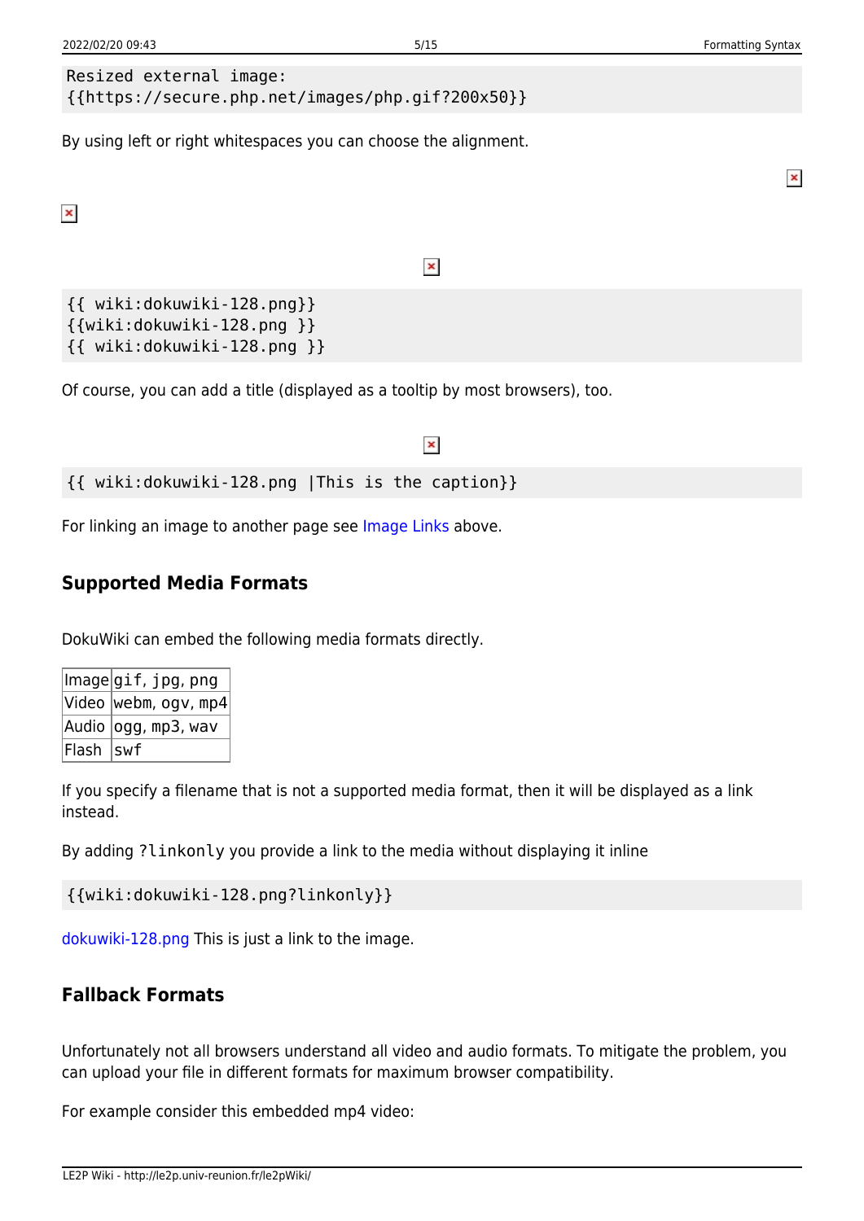```
Resized external image:
{{https://secure.php.net/images/php.gif?200x50}}
```

By using left or right whitespaces you can choose the alignment.

```
{{ wiki:dokuwiki-128.png}}
{{wiki:dokuwiki-128.png }}
{{ wiki:dokuwiki-128.png }}
```

Of course, you can add a title (displayed as a tooltip by most browsers), too.

```
{{ wiki:dokuwiki-128.png |This is the caption}}
```

For linking an image to another page see Image Links above.

### Supported Media Formats

DokuWiki can embed the following media formats directly.

| | |
|---|---|
| Image | gif, jpg, png |
| Video | webm, ogv, mp4 |
| Audio | ogg, mp3, wav |
| Flash | swf |

If you specify a filename that is not a supported media format, then it will be displayed as a link instead.

By adding `?linkonly` you provide a link to the media without displaying it inline

```
{{wiki:dokuwiki-128.png?linkonly}}
```

dokuwiki-128.png This is just a link to the image.

### Fallback Formats

Unfortunately not all browsers understand all video and audio formats. To mitigate the problem, you can upload your file in different formats for maximum browser compatibility.

For example consider this embedded mp4 video: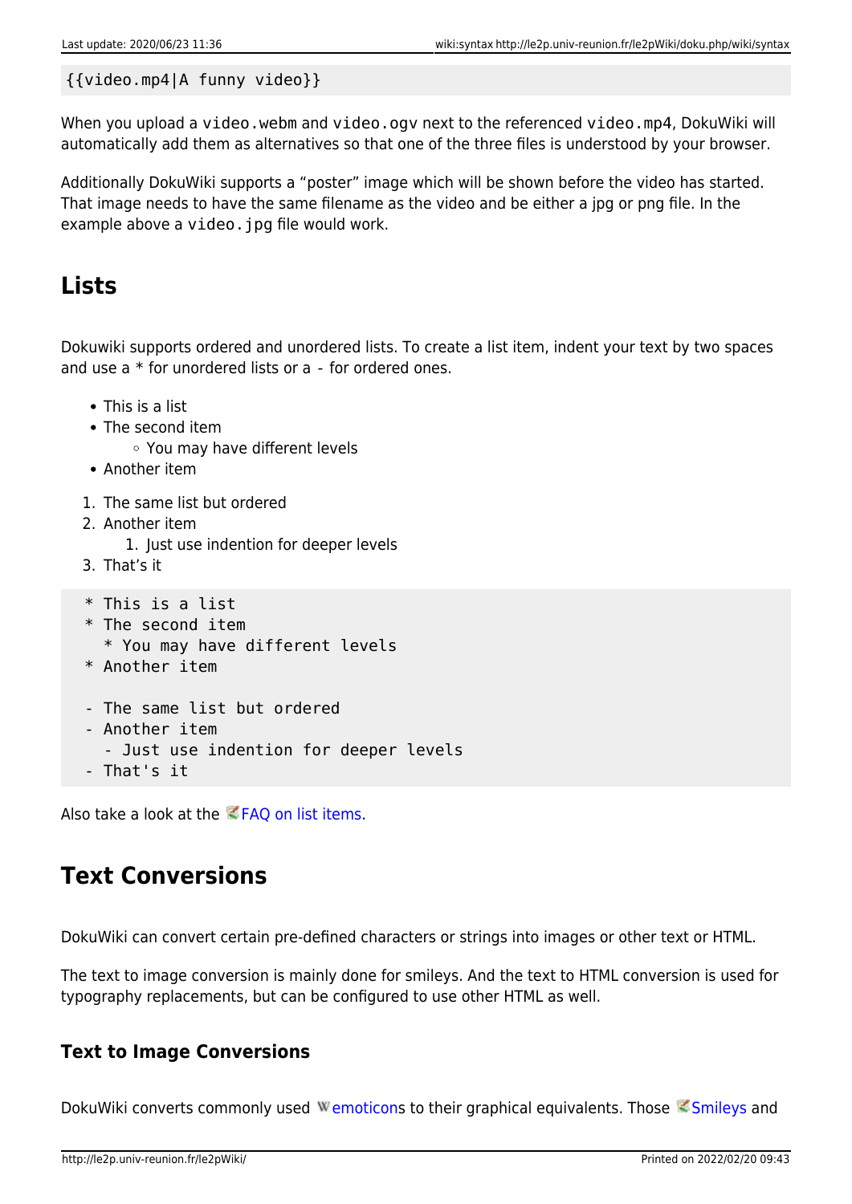```
{{video.mp4|A funny video}}
```

When you upload a `video.webm` and `video.ogv` next to the referenced `video.mp4`, DokuWiki will automatically add them as alternatives so that one of the three files is understood by your browser.

Additionally DokuWiki supports a "poster" image which will be shown before the video has started. That image needs to have the same filename as the video and be either a jpg or png file. In the example above a `video.jpg` file would work.

## Lists

Dokuwiki supports ordered and unordered lists. To create a list item, indent your text by two spaces and use a * for unordered lists or a `-` for ordered ones.

- This is a list
- The second item
    - You may have different levels
- Another item

1. The same list but ordered
2. Another item
    1. Just use indention for deeper levels
3. That's it

```
  * This is a list
  * The second item
    * You may have different levels
  * Another item

  - The same list but ordered
  - Another item
    - Just use indention for deeper levels
  - That's it
```

Also take a look at the FAQ on list items.

## Text Conversions

DokuWiki can convert certain pre-defined characters or strings into images or other text or HTML.

The text to image conversion is mainly done for smileys. And the text to HTML conversion is used for typography replacements, but can be configured to use other HTML as well.

### Text to Image Conversions

DokuWiki converts commonly used emoticons to their graphical equivalents. Those Smileys and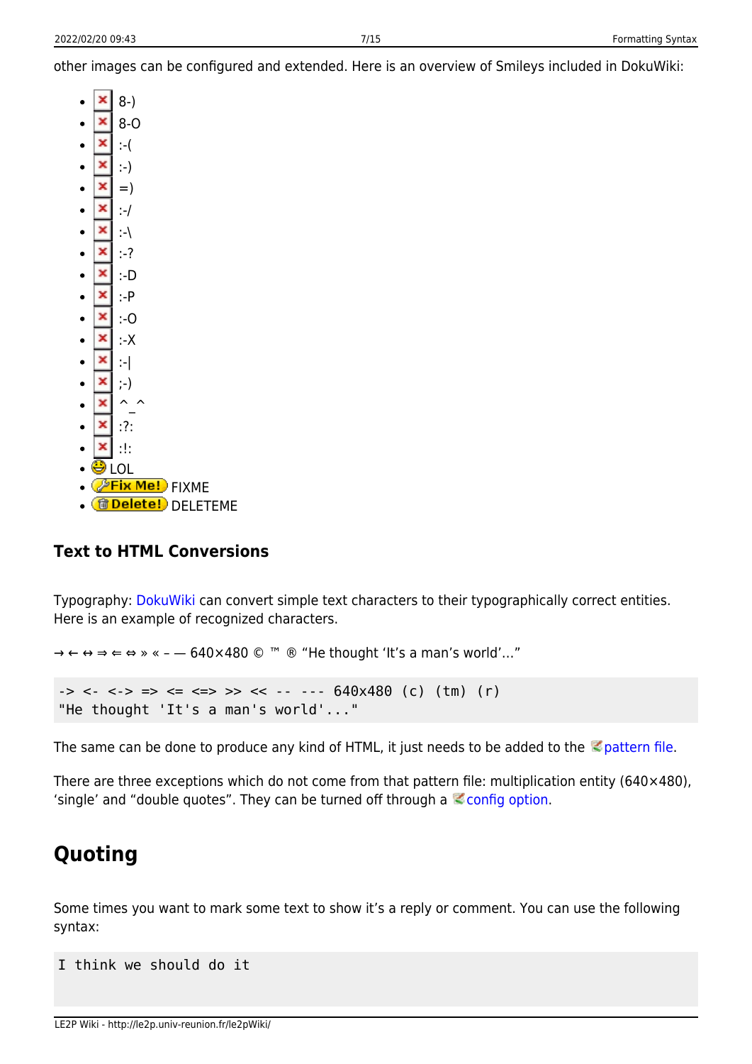other images can be configured and extended. Here is an overview of Smileys included in DokuWiki:

- 8-)
- 8-O
- :-(
- :-)
- =)
- :-/
- :-\
- :-?
- :-D
- :-P
- :-O
- :-X
- :-|
- ;-)
- ^_^
- :?:
- :!:
- LOL
- FIXME
- DELETEME

### Text to HTML Conversions

Typography: DokuWiki can convert simple text characters to their typographically correct entities. Here is an example of recognized characters.

→ ← ↔ ⇒ ⇐ ⇔ » « – — 640×480 © ™ ® “He thought ‘It’s a man’s world’…”

```
-> <- <-> => <= <=> >> << -- --- 640x480 (c) (tm) (r)
"He thought 'It's a man's world'..."
```

The same can be done to produce any kind of HTML, it just needs to be added to the pattern file.

There are three exceptions which do not come from that pattern file: multiplication entity (640×480), ‘single’ and “double quotes”. They can be turned off through a config option.

## Quoting

Some times you want to mark some text to show it’s a reply or comment. You can use the following syntax:

```
I think we should do it
```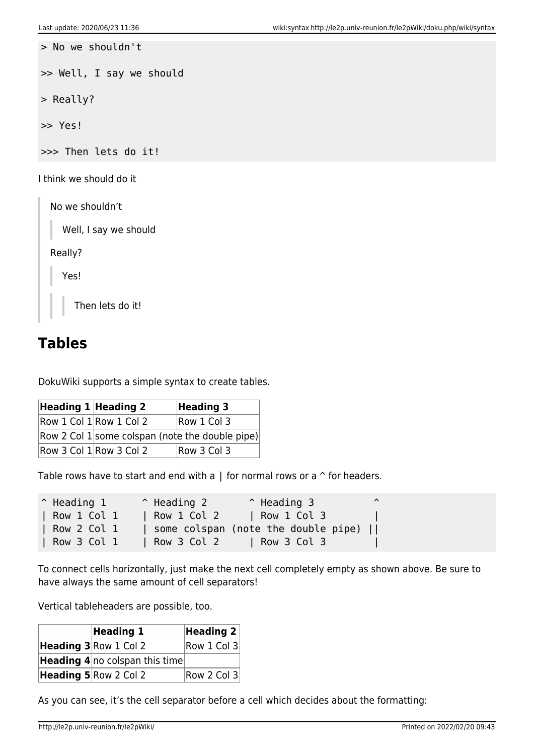```
> No we shouldn't

>> Well, I say we should

> Really?

>> Yes!

>>> Then lets do it!
```

I think we should do it

> No we shouldn't
>> Well, I say we should
>
> Really?
>> Yes!
>>> Then lets do it!

## Tables

DokuWiki supports a simple syntax to create tables.

| Heading 1 | Heading 2 | Heading 3 |
|---|---|---|
| Row 1 Col 1 | Row 1 Col 2 | Row 1 Col 3 |
| Row 2 Col 1 | some colspan (note the double pipe) | |
| Row 3 Col 1 | Row 3 Col 2 | Row 3 Col 3 |

Table rows have to start and end with a | for normal rows or a ^ for headers.

```
^ Heading 1      ^ Heading 2       ^ Heading 3          ^
| Row 1 Col 1    | Row 1 Col 2     | Row 1 Col 3        |
| Row 2 Col 1    | some colspan (note the double pipe) ||
| Row 3 Col 1    | Row 3 Col 2     | Row 3 Col 3        |
```

To connect cells horizontally, just make the next cell completely empty as shown above. Be sure to have always the same amount of cell separators!

Vertical tableheaders are possible, too.

| | **Heading 1** | **Heading 2** |
|---|---|---|
| **Heading 3** | Row 1 Col 2 | Row 1 Col 3 |
| **Heading 4** | no colspan this time | |
| **Heading 5** | Row 2 Col 2 | Row 2 Col 3 |

As you can see, it's the cell separator before a cell which decides about the formatting: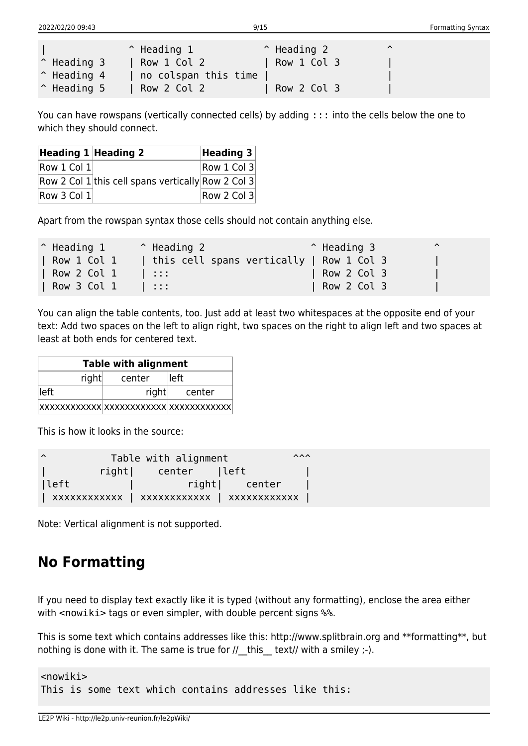```
|              ^ Heading 1            ^ Heading 2          ^
^ Heading 3    | Row 1 Col 2          | Row 1 Col 3        |
^ Heading 4    | no colspan this time |                    |
^ Heading 5    | Row 2 Col 2          | Row 2 Col 3        |
```

You can have rowspans (vertically connected cells) by adding `:::` into the cells below the one to which they should connect.

| Heading 1 | Heading 2 | Heading 3 |
|---|---|---|
| Row 1 Col 1 | this cell spans vertically | Row 1 Col 3 |
| Row 2 Col 1 | | Row 2 Col 3 |
| Row 3 Col 1 | | Row 2 Col 3 |

Apart from the rowspan syntax those cells should not contain anything else.

```
^ Heading 1      ^ Heading 2                  ^ Heading 3          ^
| Row 1 Col 1    | this cell spans vertically | Row 1 Col 3        |
| Row 2 Col 1    | :::                        | Row 2 Col 3        |
| Row 3 Col 1    | :::                        | Row 2 Col 3        |
```

You can align the table contents, too. Just add at least two whitespaces at the opposite end of your text: Add two spaces on the left to align right, two spaces on the right to align left and two spaces at least at both ends for centered text.

| Table with alignment | | |
|---:|:---:|:---|
| right | center | left |
| left | right | center |
| xxxxxxxxxxxx | xxxxxxxxxxxx | xxxxxxxxxxxx |

This is how it looks in the source:

```
^           Table with alignment           ^^^
|         right|    center    |left          |
|left          |         right|    center    |
| xxxxxxxxxxxx | xxxxxxxxxxxx | xxxxxxxxxxxx |
```

Note: Vertical alignment is not supported.

## No Formatting

If you need to display text exactly like it is typed (without any formatting), enclose the area either with <nowiki> tags or even simpler, with double percent signs %%.

This is some text which contains addresses like this: http://www.splitbrain.org and **formatting**, but nothing is done with it. The same is true for //__this__ text// with a smiley ;-).

```
<nowiki>
This is some text which contains addresses like this:
```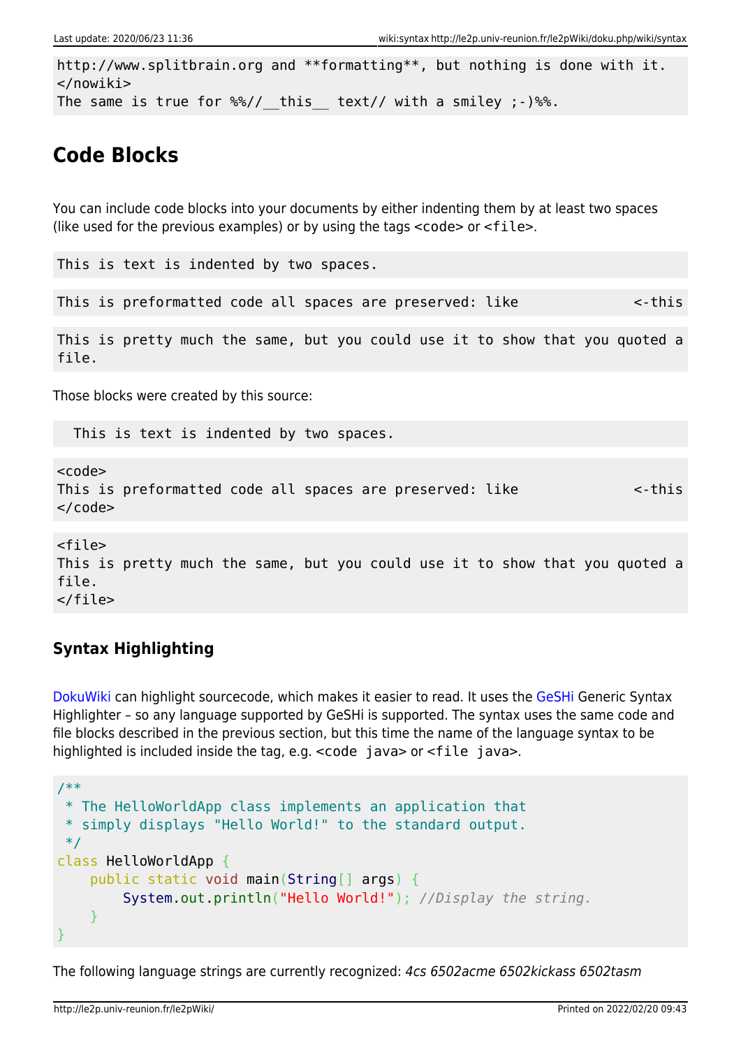```
http://www.splitbrain.org and **formatting**, but nothing is done with it.
</nowiki>
The same is true for %%//__this__ text// with a smiley ;-)%%.
```

## Code Blocks

You can include code blocks into your documents by either indenting them by at least two spaces (like used for the previous examples) or by using the tags <code> or <file>.

```
This is text is indented by two spaces.
```

```
This is preformatted code all spaces are preserved: like              <-this
```

```
This is pretty much the same, but you could use it to show that you quoted a file.
```

Those blocks were created by this source:

```
  This is text is indented by two spaces.
```

```
<code>
This is preformatted code all spaces are preserved: like              <-this
</code>
```

```
<file>
This is pretty much the same, but you could use it to show that you quoted a file.
</file>
```

### Syntax Highlighting

DokuWiki can highlight sourcecode, which makes it easier to read. It uses the GeSHi Generic Syntax Highlighter – so any language supported by GeSHi is supported. The syntax uses the same code and file blocks described in the previous section, but this time the name of the language syntax to be highlighted is included inside the tag, e.g. `<code java>` or `<file java>`.

```java
/**
 * The HelloWorldApp class implements an application that
 * simply displays "Hello World!" to the standard output.
 */
class HelloWorldApp {
    public static void main(String[] args) {
        System.out.println("Hello World!"); //Display the string.
    }
}
```

The following language strings are currently recognized: *4cs 6502acme 6502kickass 6502tasm*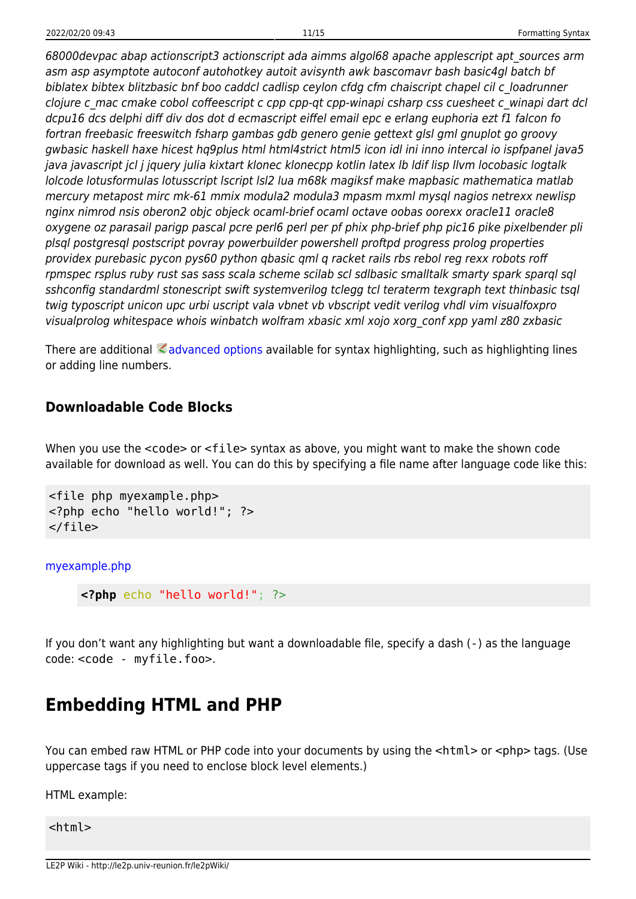*68000devpac abap actionscript3 actionscript ada aimms algol68 apache applescript apt_sources arm asm asp asymptote autoconf autohotkey autoit avisynth awk bascomavr bash basic4gl batch bf biblatex bibtex blitzbasic bnf boo caddcl cadlisp ceylon cfdg cfm chaiscript chapel cil c_loadrunner clojure c_mac cmake cobol coffeescript c cpp cpp-qt cpp-winapi csharp css cuesheet c_winapi dart dcl dcpu16 dcs delphi diff div dos dot d ecmascript eiffel email epc e erlang euphoria ezt f1 falcon fo fortran freebasic freeswitch fsharp gambas gdb genero genie gettext glsl gml gnuplot go groovy gwbasic haskell haxe hicest hq9plus html html4strict html5 icon idl ini inno intercal io ispfpanel java5 java javascript jcl j jquery julia kixtart klonec klonecpp kotlin latex lb ldif lisp llvm locobasic logtalk lolcode lotusformulas lotusscript lscript lsl2 lua m68k magiksf make mapbasic mathematica matlab mercury metapost mirc mk-61 mmix modula2 modula3 mpasm mxml mysql nagios netrexx newlisp nginx nimrod nsis oberon2 objc objeck ocaml-brief ocaml octave oobas oorexx oracle11 oracle8 oxygene oz parasail parigp pascal pcre perl6 perl per pf phix php-brief php pic16 pike pixelbender pli plsql postgresql postscript povray powerbuilder powershell proftpd progress prolog properties providex purebasic pycon pys60 python qbasic qml q racket rails rbs rebol reg rexx robots roff rpmspec rsplus ruby rust sas sass scala scheme scilab scl sdlbasic smalltalk smarty spark sparql sql sshconfig standardml stonescript swift systemverilog tclegg tcl teraterm texgraph text thinbasic tsql twig typoscript unicon upc urbi uscript vala vbnet vb vbscript vedit verilog vhdl vim visualfoxpro visualprolog whitespace whois winbatch wolfram xbasic xml xojo xorg_conf xpp yaml z80 zxbasic*

There are additional advanced options available for syntax highlighting, such as highlighting lines or adding line numbers.

### Downloadable Code Blocks

When you use the `<code>` or `<file>` syntax as above, you might want to make the shown code available for download as well. You can do this by specifying a file name after language code like this:

```
<file php myexample.php>
<?php echo "hello world!"; ?>
</file>
```

myexample.php

```php
<?php echo "hello world!"; ?>
```

If you don't want any highlighting but want a downloadable file, specify a dash (`-`) as the language code: `<code - myfile.foo>`.

## Embedding HTML and PHP

You can embed raw HTML or PHP code into your documents by using the `<html>` or `<php>` tags. (Use uppercase tags if you need to enclose block level elements.)

HTML example:

```
<html>
```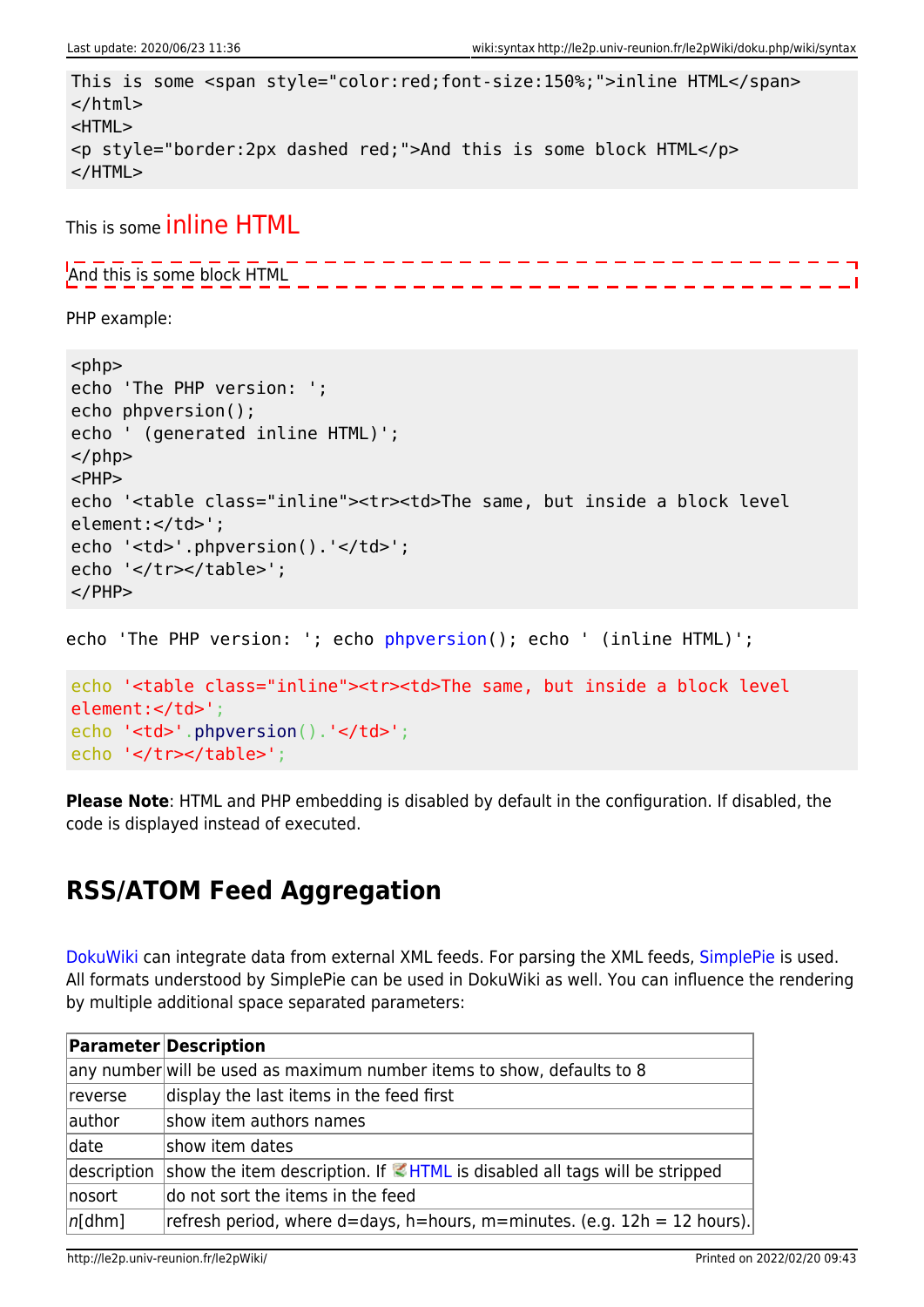```
This is some <span style="color:red;font-size:150%;">inline HTML</span>
</html>
<HTML>
<p style="border:2px dashed red;">And this is some block HTML</p>
</HTML>
```

This is some inline HTML

And this is some block HTML

PHP example:

```
<php>
echo 'The PHP version: ';
echo phpversion();
echo ' (generated inline HTML)';
</php>
<PHP>
echo '<table class="inline"><tr><td>The same, but inside a block level
element:</td>';
echo '<td>'.phpversion().'</td>';
echo '</tr></table>';
</PHP>
```

echo 'The PHP version: '; echo phpversion(); echo ' (inline HTML)';

```
echo '<table class="inline"><tr><td>The same, but inside a block level
element:</td>';
echo '<td>'.phpversion().'</td>';
echo '</tr></table>';
```

**Please Note**: HTML and PHP embedding is disabled by default in the configuration. If disabled, the code is displayed instead of executed.

## RSS/ATOM Feed Aggregation

DokuWiki can integrate data from external XML feeds. For parsing the XML feeds, SimplePie is used. All formats understood by SimplePie can be used in DokuWiki as well. You can influence the rendering by multiple additional space separated parameters:

| Parameter | Description |
|---|---|
| any number | will be used as maximum number items to show, defaults to 8 |
| reverse | display the last items in the feed first |
| author | show item authors names |
| date | show item dates |
| description | show the item description. If HTML is disabled all tags will be stripped |
| nosort | do not sort the items in the feed |
| *n*[dhm] | refresh period, where d=days, h=hours, m=minutes. (e.g. 12h = 12 hours). |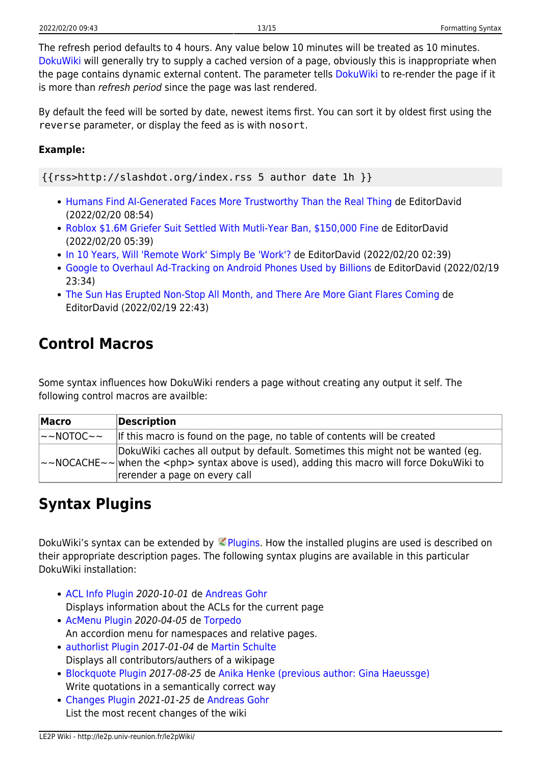The refresh period defaults to 4 hours. Any value below 10 minutes will be treated as 10 minutes. DokuWiki will generally try to supply a cached version of a page, obviously this is inappropriate when the page contains dynamic external content. The parameter tells DokuWiki to re-render the page if it is more than *refresh period* since the page was last rendered.

By default the feed will be sorted by date, newest items first. You can sort it by oldest first using the `reverse` parameter, or display the feed as is with `nosort`.

**Example:**

```
{{rss>http://slashdot.org/index.rss 5 author date 1h }}
```

- Humans Find AI-Generated Faces More Trustworthy Than the Real Thing de EditorDavid (2022/02/20 08:54)
- Roblox $1.6M Griefer Suit Settled With Mutli-Year Ban, $150,000 Fine de EditorDavid (2022/02/20 05:39)
- In 10 Years, Will 'Remote Work' Simply Be 'Work'? de EditorDavid (2022/02/20 02:39)
- Google to Overhaul Ad-Tracking on Android Phones Used by Billions de EditorDavid (2022/02/19 23:34)
- The Sun Has Erupted Non-Stop All Month, and There Are More Giant Flares Coming de EditorDavid (2022/02/19 22:43)

## Control Macros

Some syntax influences how DokuWiki renders a page without creating any output it self. The following control macros are availble:

| Macro | Description |
|---|---|
| ~~NOTOC~~ | If this macro is found on the page, no table of contents will be created |
| ~~NOCACHE~~ | DokuWiki caches all output by default. Sometimes this might not be wanted (eg. when the <php> syntax above is used), adding this macro will force DokuWiki to rerender a page on every call |

## Syntax Plugins

DokuWiki's syntax can be extended by Plugins. How the installed plugins are used is described on their appropriate description pages. The following syntax plugins are available in this particular DokuWiki installation:

- ACL Info Plugin *2020-10-01* de Andreas Gohr
  Displays information about the ACLs for the current page
- AcMenu Plugin *2020-04-05* de Torpedo
  An accordion menu for namespaces and relative pages.
- authorlist Plugin *2017-01-04* de Martin Schulte
  Displays all contributors/authers of a wikipage
- Blockquote Plugin *2017-08-25* de Anika Henke (previous author: Gina Haeussge)
  Write quotations in a semantically correct way
- Changes Plugin *2021-01-25* de Andreas Gohr
  List the most recent changes of the wiki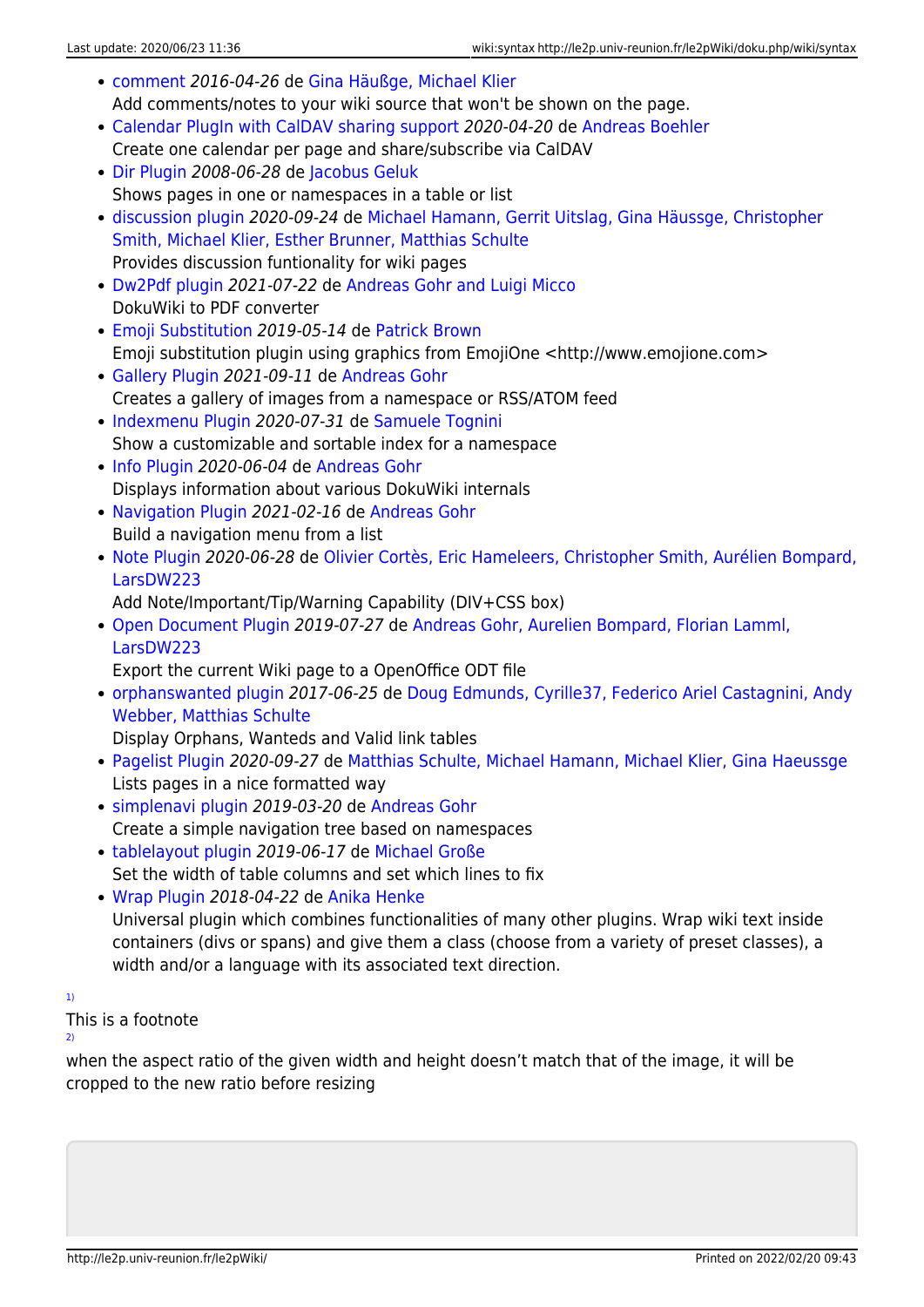- comment *2016-04-26* de Gina Häußge, Michael Klier
  Add comments/notes to your wiki source that won't be shown on the page.
- Calendar PlugIn with CalDAV sharing support *2020-04-20* de Andreas Boehler
  Create one calendar per page and share/subscribe via CalDAV
- Dir Plugin *2008-06-28* de Jacobus Geluk
  Shows pages in one or namespaces in a table or list
- discussion plugin *2020-09-24* de Michael Hamann, Gerrit Uitslag, Gina Häussge, Christopher Smith, Michael Klier, Esther Brunner, Matthias Schulte
  Provides discussion funtionality for wiki pages
- Dw2Pdf plugin *2021-07-22* de Andreas Gohr and Luigi Micco
  DokuWiki to PDF converter
- Emoji Substitution *2019-05-14* de Patrick Brown
  Emoji substitution plugin using graphics from EmojiOne <http://www.emojione.com>
- Gallery Plugin *2021-09-11* de Andreas Gohr
  Creates a gallery of images from a namespace or RSS/ATOM feed
- Indexmenu Plugin *2020-07-31* de Samuele Tognini
  Show a customizable and sortable index for a namespace
- Info Plugin *2020-06-04* de Andreas Gohr
  Displays information about various DokuWiki internals
- Navigation Plugin *2021-02-16* de Andreas Gohr
  Build a navigation menu from a list
- Note Plugin *2020-06-28* de Olivier Cortès, Eric Hameleers, Christopher Smith, Aurélien Bompard, LarsDW223
  Add Note/Important/Tip/Warning Capability (DIV+CSS box)
- Open Document Plugin *2019-07-27* de Andreas Gohr, Aurelien Bompard, Florian Lamml, LarsDW223
  Export the current Wiki page to a OpenOffice ODT file
- orphanswanted plugin *2017-06-25* de Doug Edmunds, Cyrille37, Federico Ariel Castagnini, Andy Webber, Matthias Schulte
  Display Orphans, Wanteds and Valid link tables
- Pagelist Plugin *2020-09-27* de Matthias Schulte, Michael Hamann, Michael Klier, Gina Haeussge
  Lists pages in a nice formatted way
- simplenavi plugin *2019-03-20* de Andreas Gohr
  Create a simple navigation tree based on namespaces
- tablelayout plugin *2019-06-17* de Michael Große
  Set the width of table columns and set which lines to fix
- Wrap Plugin *2018-04-22* de Anika Henke
  Universal plugin which combines functionalities of many other plugins. Wrap wiki text inside containers (divs or spans) and give them a class (choose from a variety of preset classes), a width and/or a language with its associated text direction.

[1]
This is a footnote

[2]
when the aspect ratio of the given width and height doesn't match that of the image, it will be cropped to the new ratio before resizing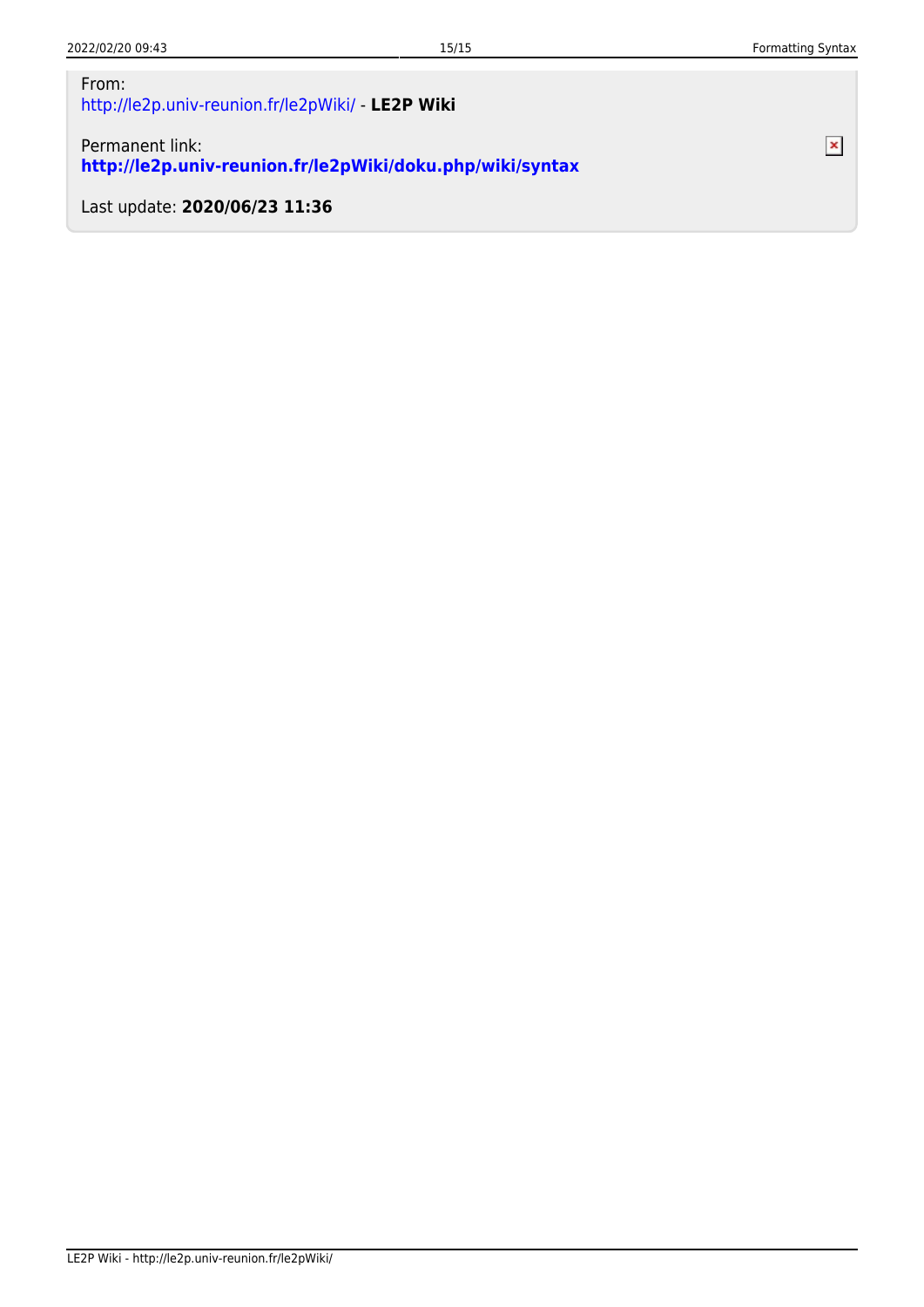From:
http://le2p.univ-reunion.fr/le2pWiki/ - **LE2P Wiki**

Permanent link:
**http://le2p.univ-reunion.fr/le2pWiki/doku.php/wiki/syntax**

Last update: **2020/06/23 11:36**